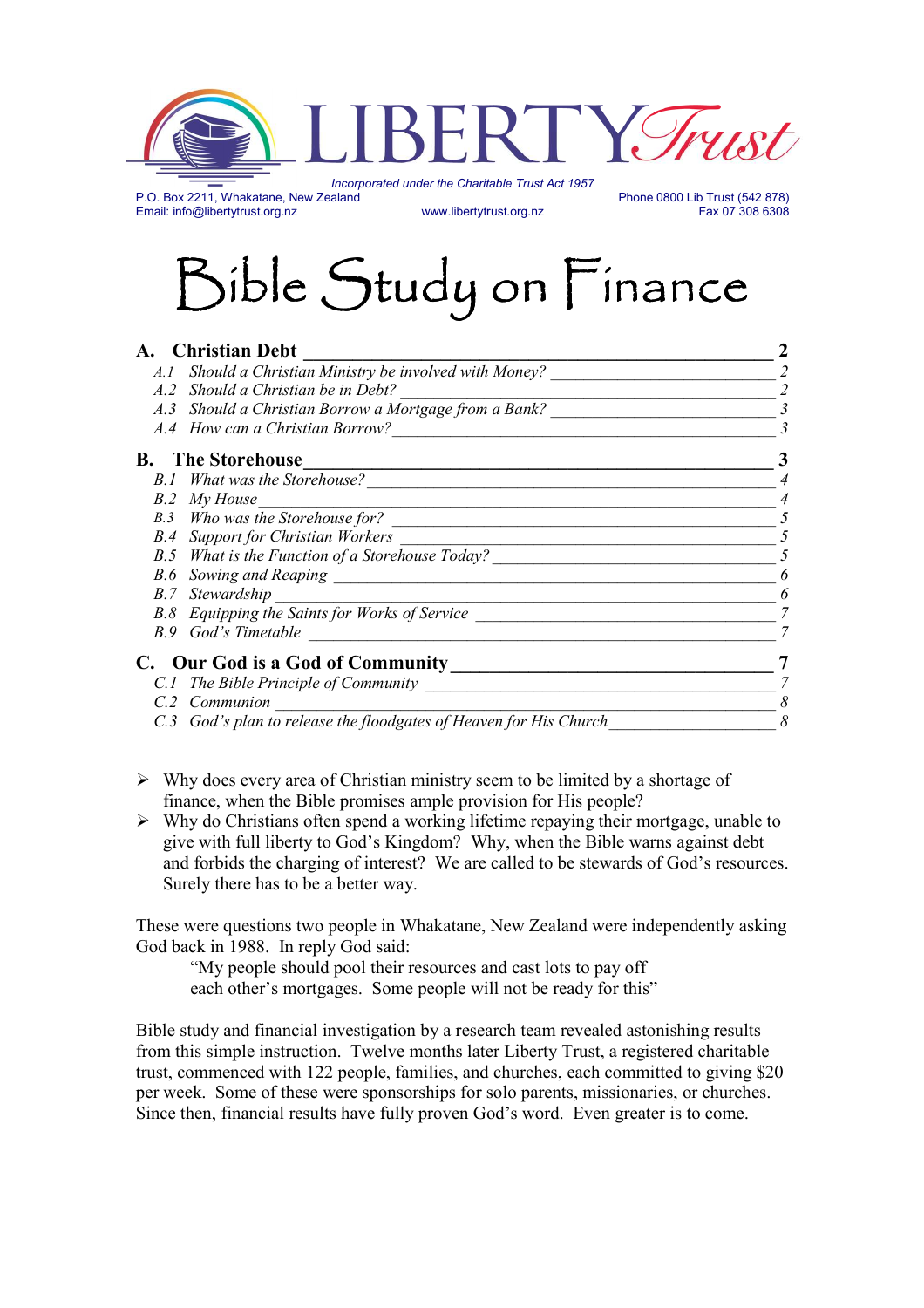# LIBERTY Trust

*Incorporated under the Charitable Trust Act 1957*

P.O. Box 2211, Whakatane, New Zealand
Email: info@libertytrust.org.nz
www.libertytrust.org.nz
Phone 0800 Lib Trust (542 878)
Fax 07 308 6308

# Bible Study on Finance

**A. Christian Debt** — 2
- *A.1 Should a Christian Ministry be involved with Money?* — 2
- *A.2 Should a Christian be in Debt?* — 2
- *A.3 Should a Christian Borrow a Mortgage from a Bank?* — 3
- *A.4 How can a Christian Borrow?* — 3

**B. The Storehouse** — 3
- *B.1 What was the Storehouse?* — 4
- *B.2 My House* — 4
- *B.3 Who was the Storehouse for?* — 5
- *B.4 Support for Christian Workers* — 5
- *B.5 What is the Function of a Storehouse Today?* — 5
- *B.6 Sowing and Reaping* — 6
- *B.7 Stewardship* — 6
- *B.8 Equipping the Saints for Works of Service* — 7
- *B.9 God's Timetable* — 7

**C. Our God is a God of Community** — 7
- *C.1 The Bible Principle of Community* — 7
- *C.2 Communion* — 8
- *C.3 God's plan to release the floodgates of Heaven for His Church* — 8

- Why does every area of Christian ministry seem to be limited by a shortage of finance, when the Bible promises ample provision for His people?
- Why do Christians often spend a working lifetime repaying their mortgage, unable to give with full liberty to God's Kingdom? Why, when the Bible warns against debt and forbids the charging of interest? We are called to be stewards of God's resources. Surely there has to be a better way.

These were questions two people in Whakatane, New Zealand were independently asking God back in 1988. In reply God said:

> "My people should pool their resources and cast lots to pay off each other's mortgages. Some people will not be ready for this"

Bible study and financial investigation by a research team revealed astonishing results from this simple instruction. Twelve months later Liberty Trust, a registered charitable trust, commenced with 122 people, families, and churches, each committed to giving $20 per week. Some of these were sponsorships for solo parents, missionaries, or churches. Since then, financial results have fully proven God's word. Even greater is to come.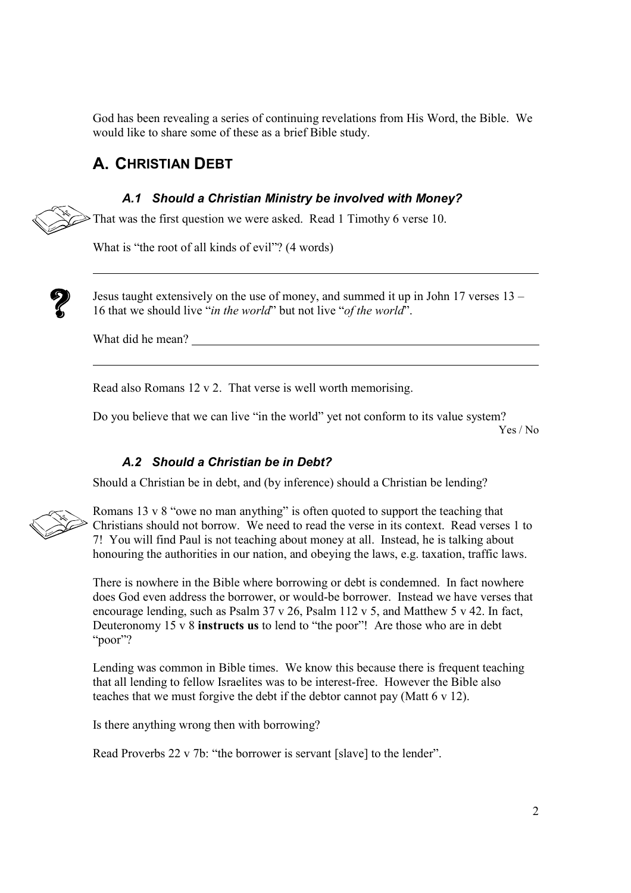God has been revealing a series of continuing revelations from His Word, the Bible. We would like to share some of these as a brief Bible study.

## A. CHRISTIAN DEBT

### *A.1 Should a Christian Ministry be involved with Money?*

That was the first question we were asked. Read 1 Timothy 6 verse 10.

What is "the root of all kinds of evil"? (4 words)

______________________________________________________________________

Jesus taught extensively on the use of money, and summed it up in John 17 verses 13 – 16 that we should live "*in the world*" but not live "*of the world*".

What did he mean? ______________________________________________________

______________________________________________________________________

Read also Romans 12 v 2. That verse is well worth memorising.

Do you believe that we can live "in the world" yet not conform to its value system?

Yes / No

### *A.2 Should a Christian be in Debt?*

Should a Christian be in debt, and (by inference) should a Christian be lending?

Romans 13 v 8 "owe no man anything" is often quoted to support the teaching that Christians should not borrow. We need to read the verse in its context. Read verses 1 to 7! You will find Paul is not teaching about money at all. Instead, he is talking about honouring the authorities in our nation, and obeying the laws, e.g. taxation, traffic laws.

There is nowhere in the Bible where borrowing or debt is condemned. In fact nowhere does God even address the borrower, or would-be borrower. Instead we have verses that encourage lending, such as Psalm 37 v 26, Psalm 112 v 5, and Matthew 5 v 42. In fact, Deuteronomy 15 v 8 **instructs us** to lend to "the poor"! Are those who are in debt "poor"?

Lending was common in Bible times. We know this because there is frequent teaching that all lending to fellow Israelites was to be interest-free. However the Bible also teaches that we must forgive the debt if the debtor cannot pay (Matt 6 v 12).

Is there anything wrong then with borrowing?

Read Proverbs 22 v 7b: "the borrower is servant [slave] to the lender".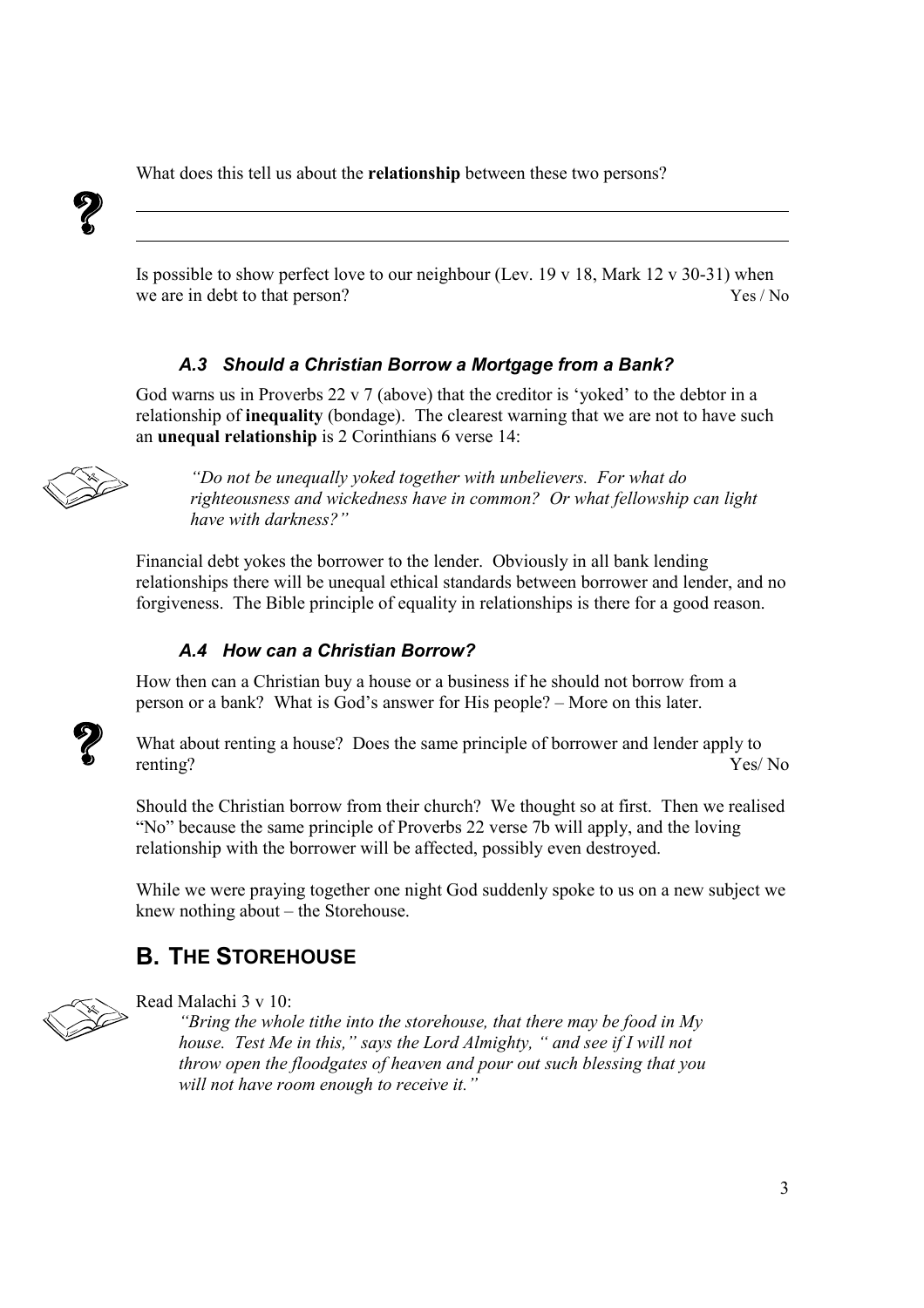What does this tell us about the **relationship** between these two persons?

\_\_\_\_\_\_\_\_\_\_\_\_\_\_\_\_\_\_\_\_\_\_\_\_\_\_\_\_\_\_\_\_\_\_\_\_\_\_\_\_\_\_\_\_\_\_\_\_\_\_\_\_\_\_\_\_\_\_\_\_\_\_

\_\_\_\_\_\_\_\_\_\_\_\_\_\_\_\_\_\_\_\_\_\_\_\_\_\_\_\_\_\_\_\_\_\_\_\_\_\_\_\_\_\_\_\_\_\_\_\_\_\_\_\_\_\_\_\_\_\_\_\_\_\_

Is possible to show perfect love to our neighbour (Lev. 19 v 18, Mark 12 v 30-31) when we are in debt to that person? Yes / No

### *A.3 Should a Christian Borrow a Mortgage from a Bank?*

God warns us in Proverbs 22 v 7 (above) that the creditor is 'yoked' to the debtor in a relationship of **inequality** (bondage). The clearest warning that we are not to have such an **unequal relationship** is 2 Corinthians 6 verse 14:

> *"Do not be unequally yoked together with unbelievers. For what do righteousness and wickedness have in common? Or what fellowship can light have with darkness?"*

Financial debt yokes the borrower to the lender. Obviously in all bank lending relationships there will be unequal ethical standards between borrower and lender, and no forgiveness. The Bible principle of equality in relationships is there for a good reason.

### *A.4 How can a Christian Borrow?*

How then can a Christian buy a house or a business if he should not borrow from a person or a bank? What is God's answer for His people? – More on this later.

What about renting a house? Does the same principle of borrower and lender apply to renting? Yes/ No

Should the Christian borrow from their church? We thought so at first. Then we realised "No" because the same principle of Proverbs 22 verse 7b will apply, and the loving relationship with the borrower will be affected, possibly even destroyed.

While we were praying together one night God suddenly spoke to us on a new subject we knew nothing about – the Storehouse.

## B. THE STOREHOUSE

Read Malachi 3 v 10:

> *"Bring the whole tithe into the storehouse, that there may be food in My house. Test Me in this," says the Lord Almighty, " and see if I will not throw open the floodgates of heaven and pour out such blessing that you will not have room enough to receive it."*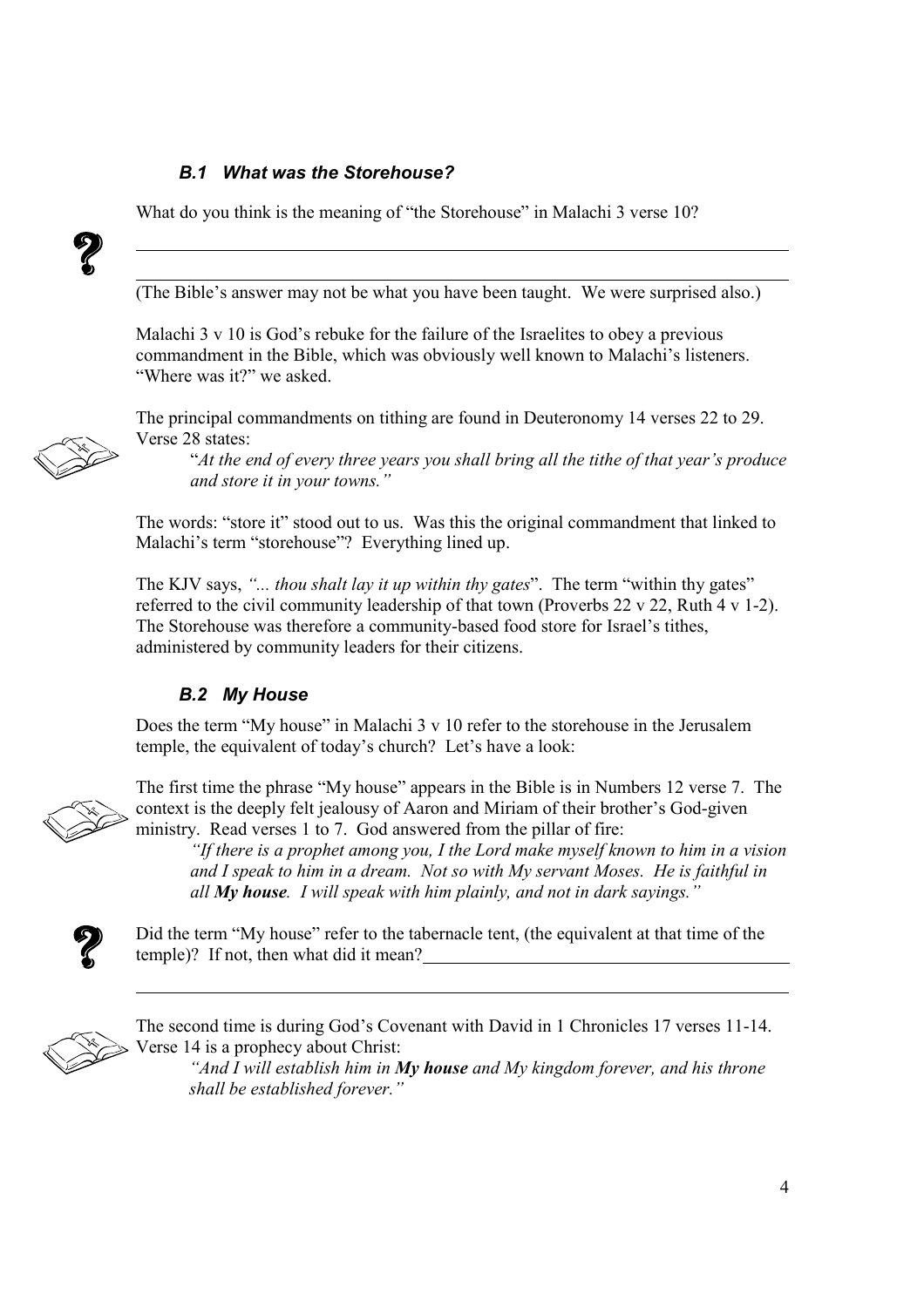### *B.1 What was the Storehouse?*

What do you think is the meaning of "the Storehouse" in Malachi 3 verse 10?

\_\_\_\_\_\_\_\_\_\_\_\_\_\_\_\_\_\_\_\_\_\_\_\_\_\_\_\_\_\_\_\_\_\_\_\_\_\_\_\_\_\_\_\_\_\_\_\_\_\_\_\_\_\_\_\_\_\_\_\_\_\_\_\_\_\_\_\_\_\_

\_\_\_\_\_\_\_\_\_\_\_\_\_\_\_\_\_\_\_\_\_\_\_\_\_\_\_\_\_\_\_\_\_\_\_\_\_\_\_\_\_\_\_\_\_\_\_\_\_\_\_\_\_\_\_\_\_\_\_\_\_\_\_\_\_\_\_\_\_\_

(The Bible's answer may not be what you have been taught. We were surprised also.)

Malachi 3 v 10 is God's rebuke for the failure of the Israelites to obey a previous commandment in the Bible, which was obviously well known to Malachi's listeners. "Where was it?" we asked.

The principal commandments on tithing are found in Deuteronomy 14 verses 22 to 29. Verse 28 states:

> "*At the end of every three years you shall bring all the tithe of that year's produce and store it in your towns."*

The words: "store it" stood out to us. Was this the original commandment that linked to Malachi's term "storehouse"? Everything lined up.

The KJV says, *"... thou shalt lay it up within thy gates*". The term "within thy gates" referred to the civil community leadership of that town (Proverbs 22 v 22, Ruth 4 v 1-2). The Storehouse was therefore a community-based food store for Israel's tithes, administered by community leaders for their citizens.

### *B.2 My House*

Does the term "My house" in Malachi 3 v 10 refer to the storehouse in the Jerusalem temple, the equivalent of today's church? Let's have a look:

The first time the phrase "My house" appears in the Bible is in Numbers 12 verse 7. The context is the deeply felt jealousy of Aaron and Miriam of their brother's God-given ministry. Read verses 1 to 7. God answered from the pillar of fire:

> *"If there is a prophet among you, I the Lord make myself known to him in a vision and I speak to him in a dream. Not so with My servant Moses. He is faithful in all **My house**. I will speak with him plainly, and not in dark sayings."*

Did the term "My house" refer to the tabernacle tent, (the equivalent at that time of the temple)? If not, then what did it mean?\_\_\_\_\_\_\_\_\_\_\_\_\_\_\_\_\_\_\_\_\_\_\_\_\_\_\_\_\_\_\_\_\_\_\_\_\_\_\_\_

\_\_\_\_\_\_\_\_\_\_\_\_\_\_\_\_\_\_\_\_\_\_\_\_\_\_\_\_\_\_\_\_\_\_\_\_\_\_\_\_\_\_\_\_\_\_\_\_\_\_\_\_\_\_\_\_\_\_\_\_\_\_\_\_\_\_\_\_\_\_

The second time is during God's Covenant with David in 1 Chronicles 17 verses 11-14. Verse 14 is a prophecy about Christ:

> *"And I will establish him in **My house** and My kingdom forever, and his throne shall be established forever."*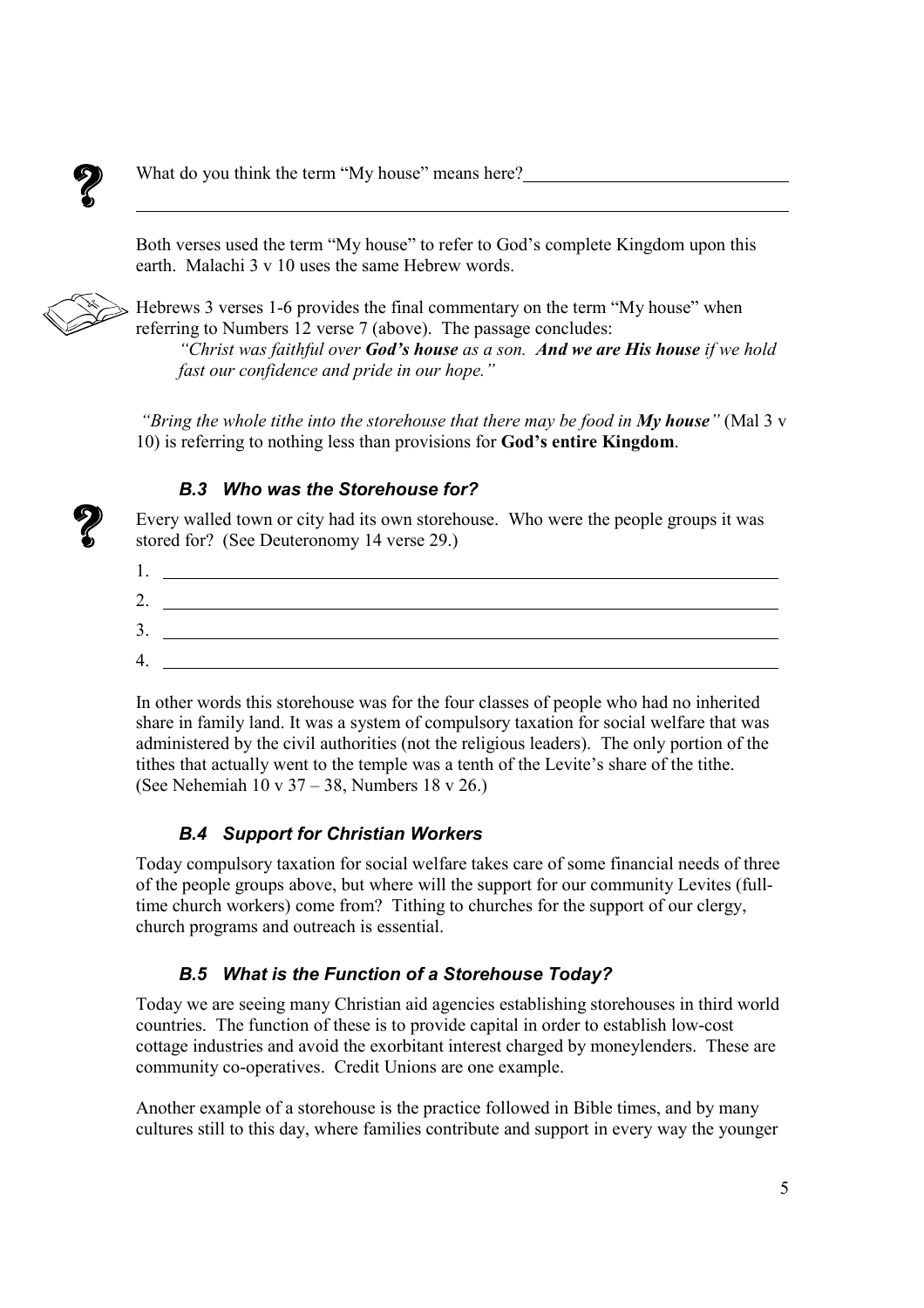What do you think the term "My house" means here?______________________________

______________________________________________________________________

Both verses used the term "My house" to refer to God's complete Kingdom upon this earth. Malachi 3 v 10 uses the same Hebrew words.

Hebrews 3 verses 1-6 provides the final commentary on the term "My house" when referring to Numbers 12 verse 7 (above). The passage concludes:

> *"Christ was faithful over **God's house** as a son. **And we are His house** if we hold fast our confidence and pride in our hope."*

*"Bring the whole tithe into the storehouse that there may be food in **My house**"* (Mal 3 v 10) is referring to nothing less than provisions for **God's entire Kingdom**.

### *B.3 Who was the Storehouse for?*

Every walled town or city had its own storehouse. Who were the people groups it was stored for? (See Deuteronomy 14 verse 29.)

1. ______________________________________________________________
2. ______________________________________________________________
3. ______________________________________________________________
4. ______________________________________________________________

In other words this storehouse was for the four classes of people who had no inherited share in family land. It was a system of compulsory taxation for social welfare that was administered by the civil authorities (not the religious leaders). The only portion of the tithes that actually went to the temple was a tenth of the Levite's share of the tithe. (See Nehemiah 10 v 37 – 38, Numbers 18 v 26.)

### *B.4 Support for Christian Workers*

Today compulsory taxation for social welfare takes care of some financial needs of three of the people groups above, but where will the support for our community Levites (full-time church workers) come from? Tithing to churches for the support of our clergy, church programs and outreach is essential.

### *B.5 What is the Function of a Storehouse Today?*

Today we are seeing many Christian aid agencies establishing storehouses in third world countries. The function of these is to provide capital in order to establish low-cost cottage industries and avoid the exorbitant interest charged by moneylenders. These are community co-operatives. Credit Unions are one example.

Another example of a storehouse is the practice followed in Bible times, and by many cultures still to this day, where families contribute and support in every way the younger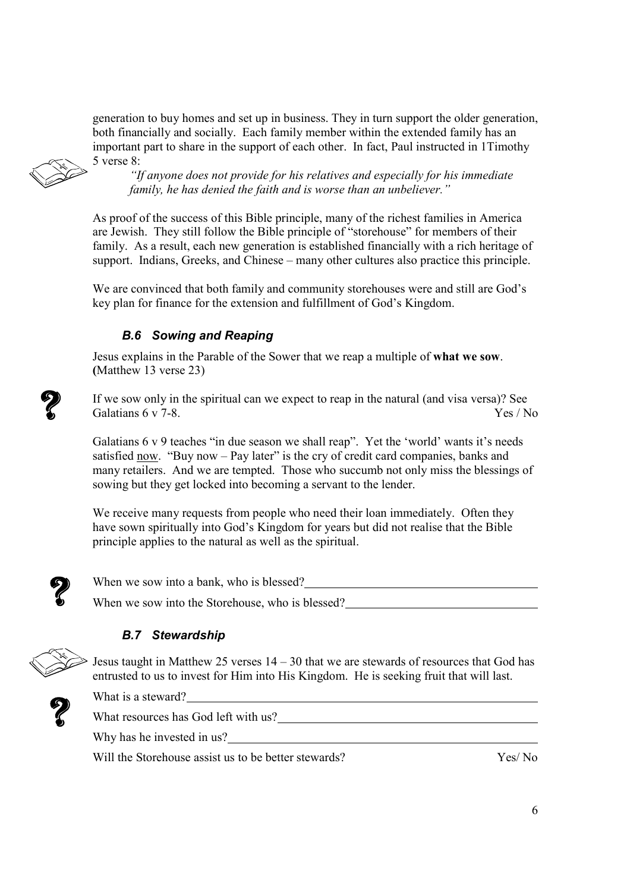generation to buy homes and set up in business. They in turn support the older generation, both financially and socially. Each family member within the extended family has an important part to share in the support of each other. In fact, Paul instructed in 1Timothy 5 verse 8:

> *"If anyone does not provide for his relatives and especially for his immediate family, he has denied the faith and is worse than an unbeliever."*

As proof of the success of this Bible principle, many of the richest families in America are Jewish. They still follow the Bible principle of "storehouse" for members of their family. As a result, each new generation is established financially with a rich heritage of support. Indians, Greeks, and Chinese – many other cultures also practice this principle.

We are convinced that both family and community storehouses were and still are God's key plan for finance for the extension and fulfillment of God's Kingdom.

### *B.6 Sowing and Reaping*

Jesus explains in the Parable of the Sower that we reap a multiple of **what we sow**. **(**Matthew 13 verse 23)

If we sow only in the spiritual can we expect to reap in the natural (and visa versa)? See Galatians 6 v 7-8. Yes / No

Galatians 6 v 9 teaches "in due season we shall reap". Yet the 'world' wants it's needs satisfied <u>now</u>. "Buy now – Pay later" is the cry of credit card companies, banks and many retailers. And we are tempted. Those who succumb not only miss the blessings of sowing but they get locked into becoming a servant to the lender.

We receive many requests from people who need their loan immediately. Often they have sown spiritually into God's Kingdom for years but did not realise that the Bible principle applies to the natural as well as the spiritual.

When we sow into a bank, who is blessed? \_\_\_\_\_\_\_\_\_\_\_\_\_\_\_\_\_\_\_\_

When we sow into the Storehouse, who is blessed? \_\_\_\_\_\_\_\_\_\_\_\_\_\_\_\_\_\_\_\_

### *B.7 Stewardship*

Jesus taught in Matthew 25 verses 14 – 30 that we are stewards of resources that God has entrusted to us to invest for Him into His Kingdom. He is seeking fruit that will last.

What is a steward? \_\_\_\_\_\_\_\_\_\_\_\_\_\_\_\_\_\_\_\_

What resources has God left with us? \_\_\_\_\_\_\_\_\_\_\_\_\_\_\_\_\_\_\_\_

Why has he invested in us? \_\_\_\_\_\_\_\_\_\_\_\_\_\_\_\_\_\_\_\_

Will the Storehouse assist us to be better stewards? Yes/ No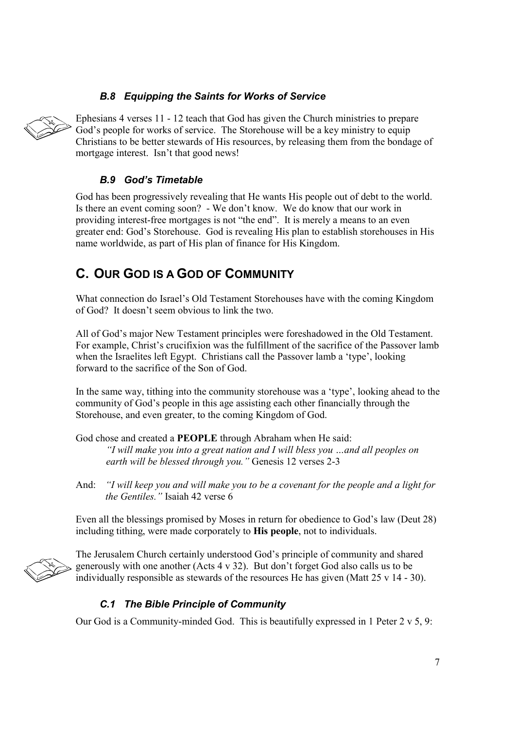### *B.8 Equipping the Saints for Works of Service*

Ephesians 4 verses 11 - 12 teach that God has given the Church ministries to prepare God's people for works of service. The Storehouse will be a key ministry to equip Christians to be better stewards of His resources, by releasing them from the bondage of mortgage interest. Isn't that good news!

### *B.9 God's Timetable*

God has been progressively revealing that He wants His people out of debt to the world. Is there an event coming soon? - We don't know. We do know that our work in providing interest-free mortgages is not "the end". It is merely a means to an even greater end: God's Storehouse. God is revealing His plan to establish storehouses in His name worldwide, as part of His plan of finance for His Kingdom.

## C. OUR GOD IS A GOD OF COMMUNITY

What connection do Israel's Old Testament Storehouses have with the coming Kingdom of God? It doesn't seem obvious to link the two.

All of God's major New Testament principles were foreshadowed in the Old Testament. For example, Christ's crucifixion was the fulfillment of the sacrifice of the Passover lamb when the Israelites left Egypt. Christians call the Passover lamb a 'type', looking forward to the sacrifice of the Son of God.

In the same way, tithing into the community storehouse was a 'type', looking ahead to the community of God's people in this age assisting each other financially through the Storehouse, and even greater, to the coming Kingdom of God.

God chose and created a **PEOPLE** through Abraham when He said:

> *"I will make you into a great nation and I will bless you …and all peoples on earth will be blessed through you."* Genesis 12 verses 2-3

And: *"I will keep you and will make you to be a covenant for the people and a light for the Gentiles."* Isaiah 42 verse 6

Even all the blessings promised by Moses in return for obedience to God's law (Deut 28) including tithing, were made corporately to **His people**, not to individuals.

The Jerusalem Church certainly understood God's principle of community and shared generously with one another (Acts 4 v 32). But don't forget God also calls us to be individually responsible as stewards of the resources He has given (Matt 25 v 14 - 30).

### *C.1 The Bible Principle of Community*

Our God is a Community-minded God. This is beautifully expressed in 1 Peter 2 v 5, 9: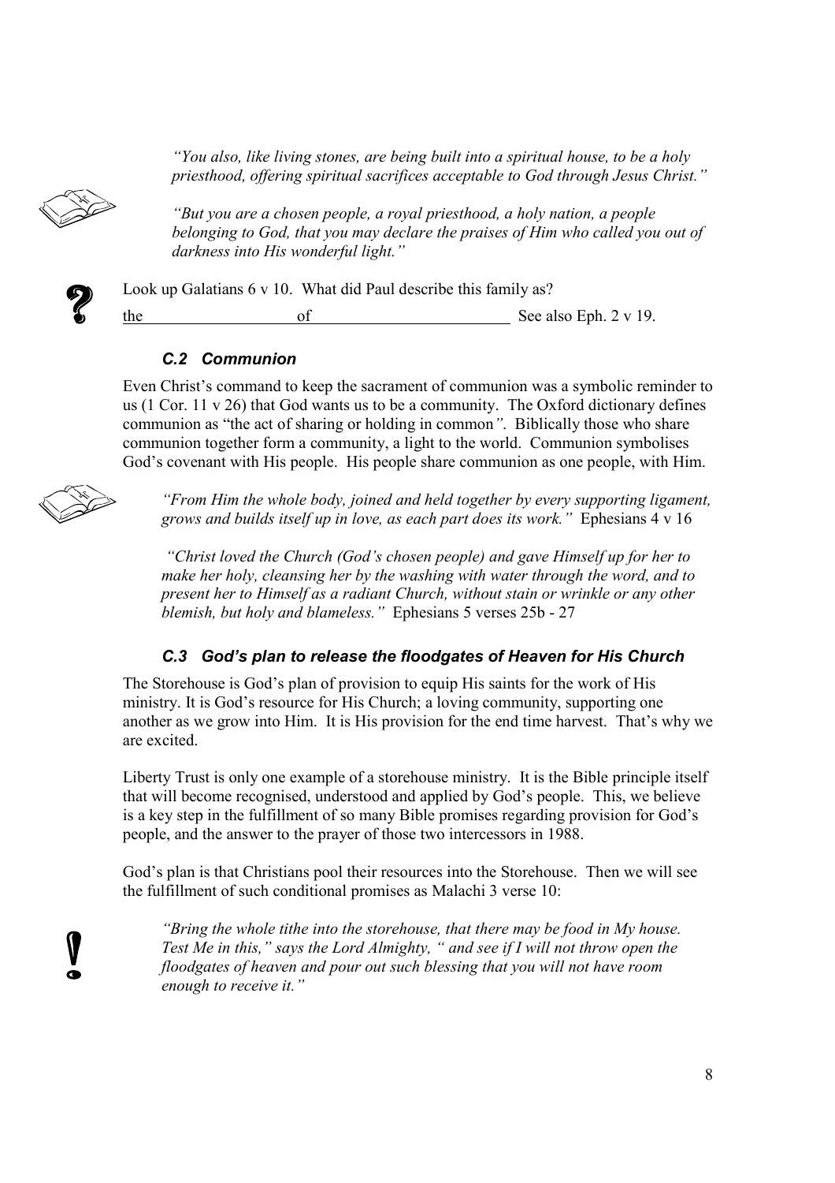*"You also, like living stones, are being built into a spiritual house, to be a holy priesthood, offering spiritual sacrifices acceptable to God through Jesus Christ."*

*"But you are a chosen people, a royal priesthood, a holy nation, a people belonging to God, that you may declare the praises of Him who called you out of darkness into His wonderful light."*

Look up Galatians 6 v 10. What did Paul describe this family as?

the \_\_\_\_\_\_\_\_\_\_\_\_\_\_\_\_\_\_ of \_\_\_\_\_\_\_\_\_\_\_\_\_\_\_\_\_\_\_\_\_\_\_ See also Eph. 2 v 19.

### *C.2 Communion*

Even Christ's command to keep the sacrament of communion was a symbolic reminder to us (1 Cor. 11 v 26) that God wants us to be a community. The Oxford dictionary defines communion as "the act of sharing or holding in common*"*. Biblically those who share communion together form a community, a light to the world. Communion symbolises God's covenant with His people. His people share communion as one people, with Him.

*"From Him the whole body, joined and held together by every supporting ligament, grows and builds itself up in love, as each part does its work."* Ephesians 4 v 16

*"Christ loved the Church (God's chosen people) and gave Himself up for her to make her holy, cleansing her by the washing with water through the word, and to present her to Himself as a radiant Church, without stain or wrinkle or any other blemish, but holy and blameless."* Ephesians 5 verses 25b - 27

### *C.3 God's plan to release the floodgates of Heaven for His Church*

The Storehouse is God's plan of provision to equip His saints for the work of His ministry. It is God's resource for His Church; a loving community, supporting one another as we grow into Him. It is His provision for the end time harvest. That's why we are excited.

Liberty Trust is only one example of a storehouse ministry. It is the Bible principle itself that will become recognised, understood and applied by God's people. This, we believe is a key step in the fulfillment of so many Bible promises regarding provision for God's people, and the answer to the prayer of those two intercessors in 1988.

God's plan is that Christians pool their resources into the Storehouse. Then we will see the fulfillment of such conditional promises as Malachi 3 verse 10:

*"Bring the whole tithe into the storehouse, that there may be food in My house. Test Me in this," says the Lord Almighty, " and see if I will not throw open the floodgates of heaven and pour out such blessing that you will not have room enough to receive it."*